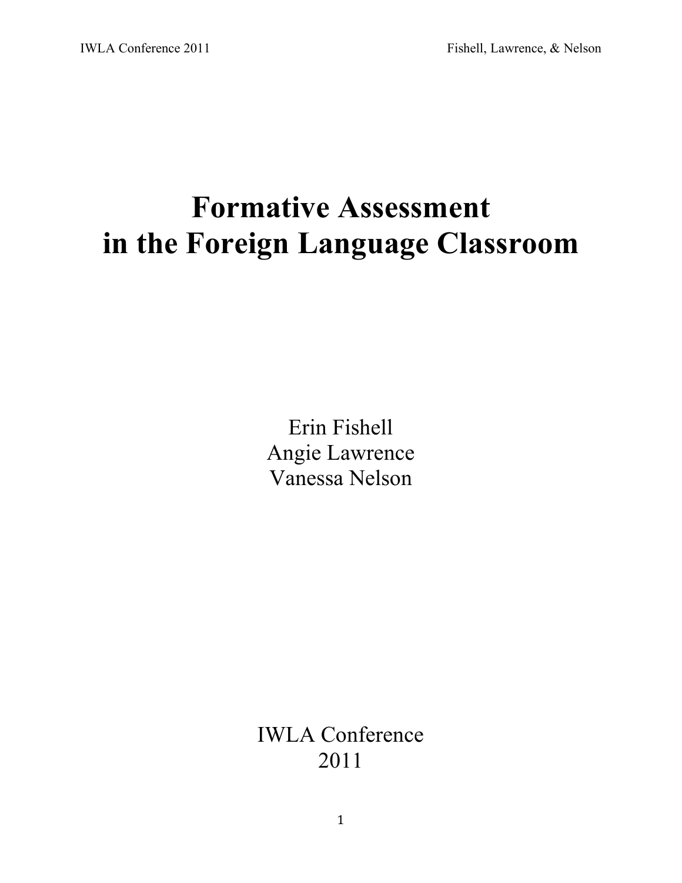# Formative Assessment in the Foreign Language Classroom

Erin Fishell
Angie Lawrence
Vanessa Nelson

IWLA Conference
2011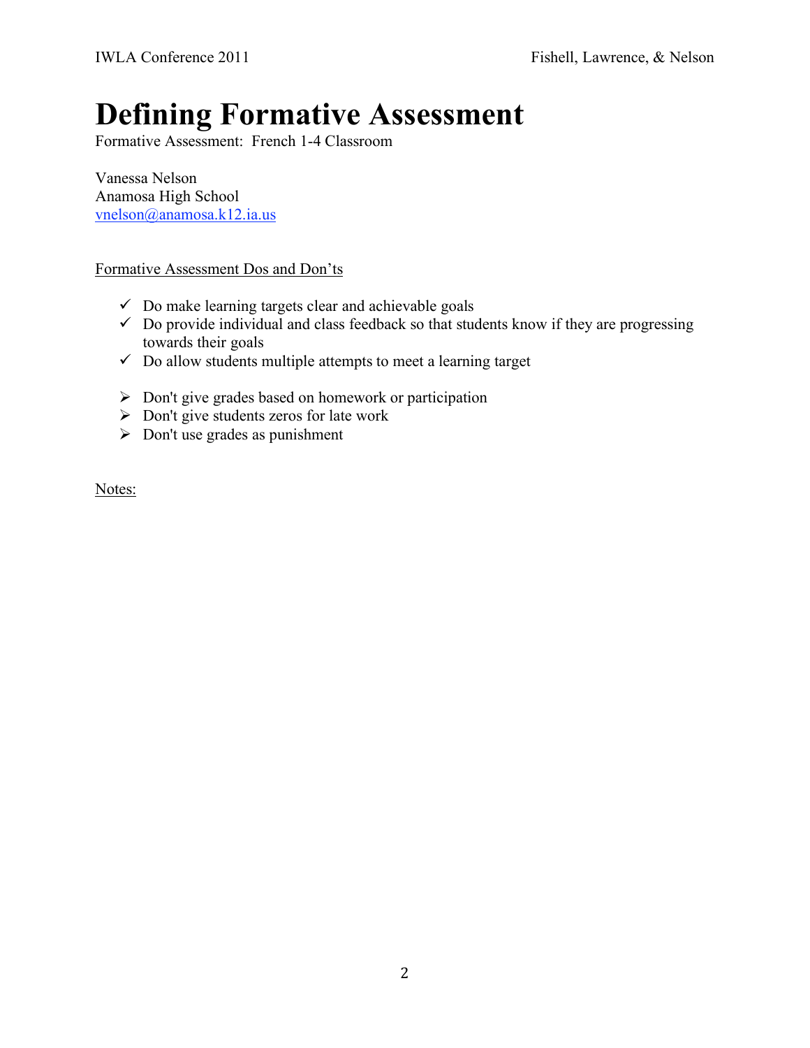# Defining Formative Assessment

Formative Assessment: French 1-4 Classroom

Vanessa Nelson
Anamosa High School
vnelson@anamosa.k12.ia.us

Formative Assessment Dos and Don'ts

- ✓ Do make learning targets clear and achievable goals
- ✓ Do provide individual and class feedback so that students know if they are progressing towards their goals
- ✓ Do allow students multiple attempts to meet a learning target

- ➢ Don't give grades based on homework or participation
- ➢ Don't give students zeros for late work
- ➢ Don't use grades as punishment

Notes: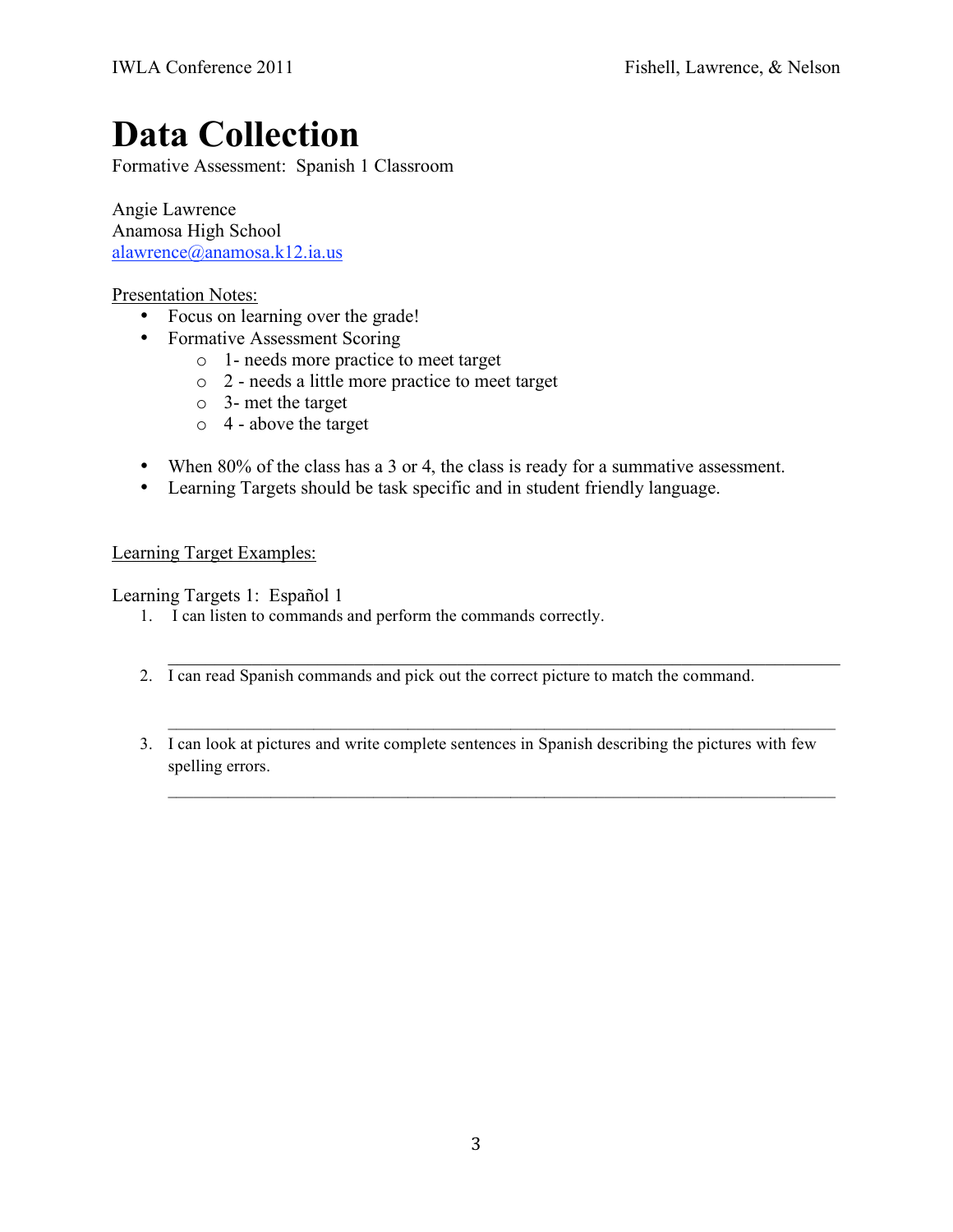# Data Collection

Formative Assessment: Spanish 1 Classroom

Angie Lawrence
Anamosa High School
alawrence@anamosa.k12.ia.us

Presentation Notes:

- Focus on learning over the grade!
- Formative Assessment Scoring
  - 1- needs more practice to meet target
  - 2 - needs a little more practice to meet target
  - 3- met the target
  - 4 - above the target

- When 80% of the class has a 3 or 4, the class is ready for a summative assessment.
- Learning Targets should be task specific and in student friendly language.

Learning Target Examples:

Learning Targets 1: Español 1

1. I can listen to commands and perform the commands correctly.

   ___________________________________________________________________________

2. I can read Spanish commands and pick out the correct picture to match the command.

   ___________________________________________________________________________

3. I can look at pictures and write complete sentences in Spanish describing the pictures with few spelling errors.

   ___________________________________________________________________________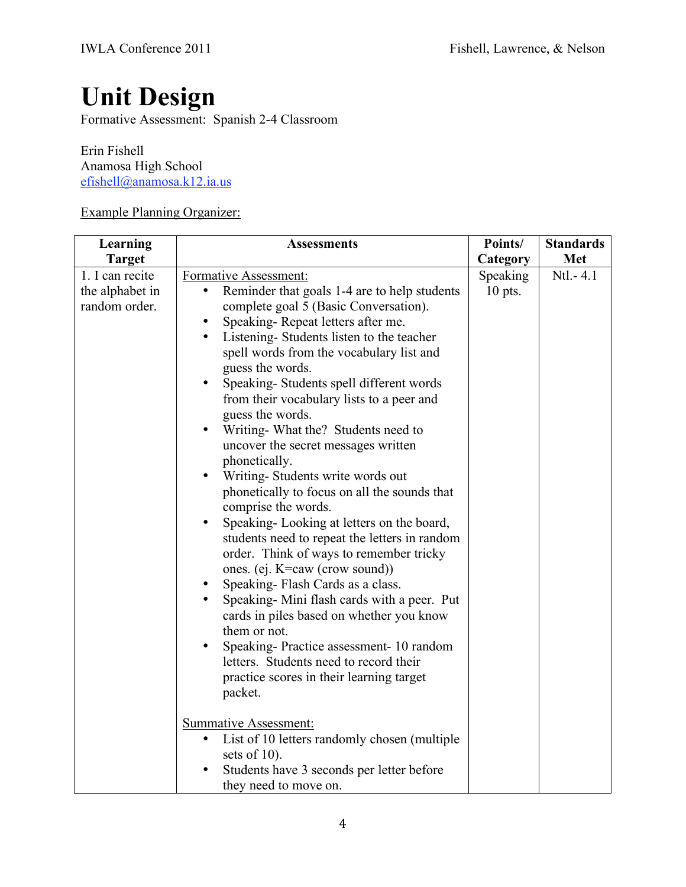# Unit Design

Formative Assessment: Spanish 2-4 Classroom

Erin Fishell
Anamosa High School
efishell@anamosa.k12.ia.us

Example Planning Organizer:

| Learning Target | Assessments | Points/ Category | Standards Met |
|---|---|---|---|
| 1. I can recite the alphabet in random order. | Formative Assessment:<br>• Reminder that goals 1-4 are to help students complete goal 5 (Basic Conversation).<br>• Speaking- Repeat letters after me.<br>• Listening- Students listen to the teacher spell words from the vocabulary list and guess the words.<br>• Speaking- Students spell different words from their vocabulary lists to a peer and guess the words.<br>• Writing- What the? Students need to uncover the secret messages written phonetically.<br>• Writing- Students write words out phonetically to focus on all the sounds that comprise the words.<br>• Speaking- Looking at letters on the board, students need to repeat the letters in random order. Think of ways to remember tricky ones. (ej. K=caw (crow sound))<br>• Speaking- Flash Cards as a class.<br>• Speaking- Mini flash cards with a peer. Put cards in piles based on whether you know them or not.<br>• Speaking- Practice assessment- 10 random letters. Students need to record their practice scores in their learning target packet.<br><br>Summative Assessment:<br>• List of 10 letters randomly chosen (multiple sets of 10).<br>• Students have 3 seconds per letter before they need to move on. | Speaking 10 pts. | Ntl.- 4.1 |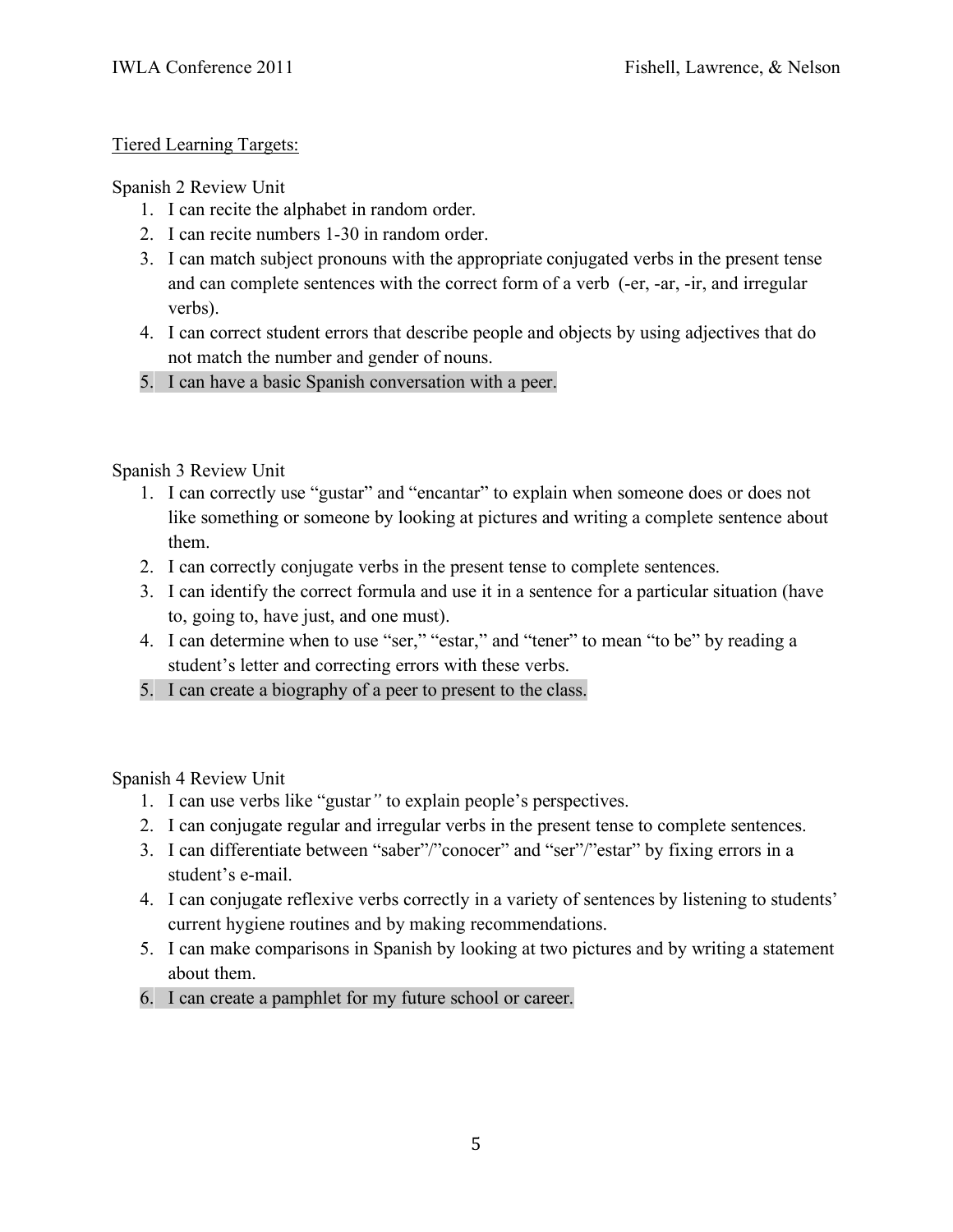Tiered Learning Targets:

Spanish 2 Review Unit

1. I can recite the alphabet in random order.
2. I can recite numbers 1-30 in random order.
3. I can match subject pronouns with the appropriate conjugated verbs in the present tense and can complete sentences with the correct form of a verb (-er, -ar, -ir, and irregular verbs).
4. I can correct student errors that describe people and objects by using adjectives that do not match the number and gender of nouns.
5. I can have a basic Spanish conversation with a peer.

Spanish 3 Review Unit

1. I can correctly use "gustar" and "encantar" to explain when someone does or does not like something or someone by looking at pictures and writing a complete sentence about them.
2. I can correctly conjugate verbs in the present tense to complete sentences.
3. I can identify the correct formula and use it in a sentence for a particular situation (have to, going to, have just, and one must).
4. I can determine when to use "ser," "estar," and "tener" to mean "to be" by reading a student's letter and correcting errors with these verbs.
5. I can create a biography of a peer to present to the class.

Spanish 4 Review Unit

1. I can use verbs like "gustar*"* to explain people's perspectives.
2. I can conjugate regular and irregular verbs in the present tense to complete sentences.
3. I can differentiate between "saber"/"conocer" and "ser"/"estar" by fixing errors in a student's e-mail.
4. I can conjugate reflexive verbs correctly in a variety of sentences by listening to students' current hygiene routines and by making recommendations.
5. I can make comparisons in Spanish by looking at two pictures and by writing a statement about them.
6. I can create a pamphlet for my future school or career.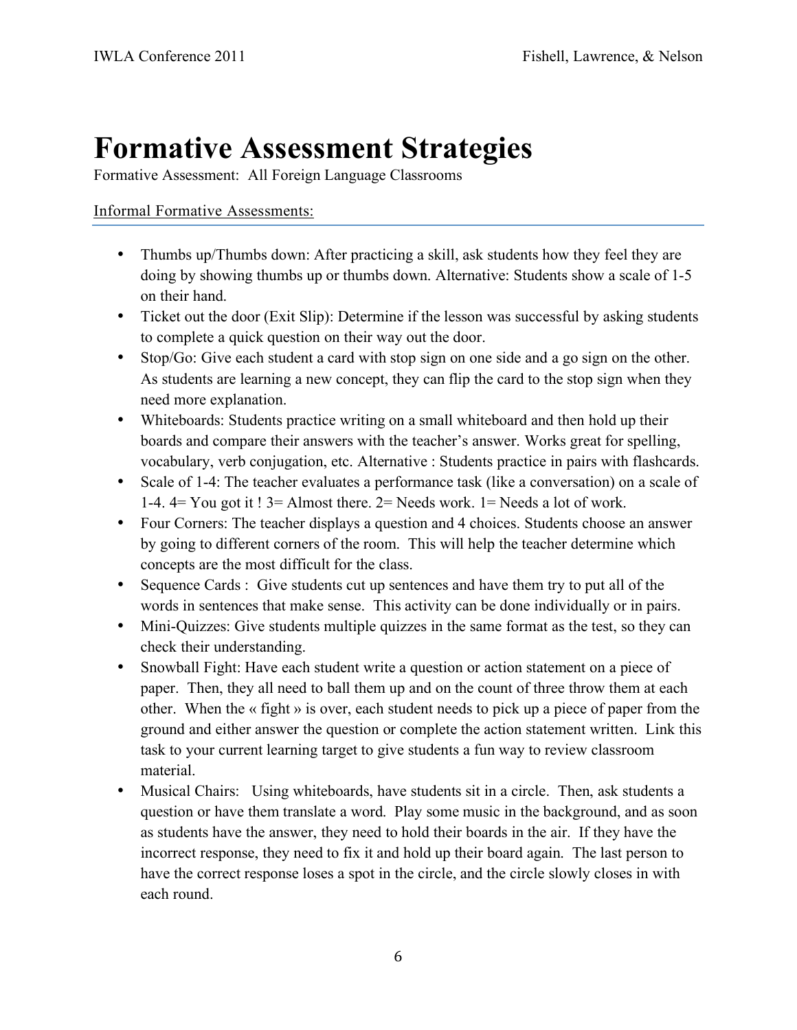# Formative Assessment Strategies

Formative Assessment: All Foreign Language Classrooms

Informal Formative Assessments:

- Thumbs up/Thumbs down: After practicing a skill, ask students how they feel they are doing by showing thumbs up or thumbs down. Alternative: Students show a scale of 1-5 on their hand.
- Ticket out the door (Exit Slip): Determine if the lesson was successful by asking students to complete a quick question on their way out the door.
- Stop/Go: Give each student a card with stop sign on one side and a go sign on the other. As students are learning a new concept, they can flip the card to the stop sign when they need more explanation.
- Whiteboards: Students practice writing on a small whiteboard and then hold up their boards and compare their answers with the teacher's answer. Works great for spelling, vocabulary, verb conjugation, etc. Alternative : Students practice in pairs with flashcards.
- Scale of 1-4: The teacher evaluates a performance task (like a conversation) on a scale of 1-4. 4= You got it ! 3= Almost there. 2= Needs work. 1= Needs a lot of work.
- Four Corners: The teacher displays a question and 4 choices. Students choose an answer by going to different corners of the room. This will help the teacher determine which concepts are the most difficult for the class.
- Sequence Cards : Give students cut up sentences and have them try to put all of the words in sentences that make sense. This activity can be done individually or in pairs.
- Mini-Quizzes: Give students multiple quizzes in the same format as the test, so they can check their understanding.
- Snowball Fight: Have each student write a question or action statement on a piece of paper. Then, they all need to ball them up and on the count of three throw them at each other. When the « fight » is over, each student needs to pick up a piece of paper from the ground and either answer the question or complete the action statement written. Link this task to your current learning target to give students a fun way to review classroom material.
- Musical Chairs: Using whiteboards, have students sit in a circle. Then, ask students a question or have them translate a word. Play some music in the background, and as soon as students have the answer, they need to hold their boards in the air. If they have the incorrect response, they need to fix it and hold up their board again. The last person to have the correct response loses a spot in the circle, and the circle slowly closes in with each round.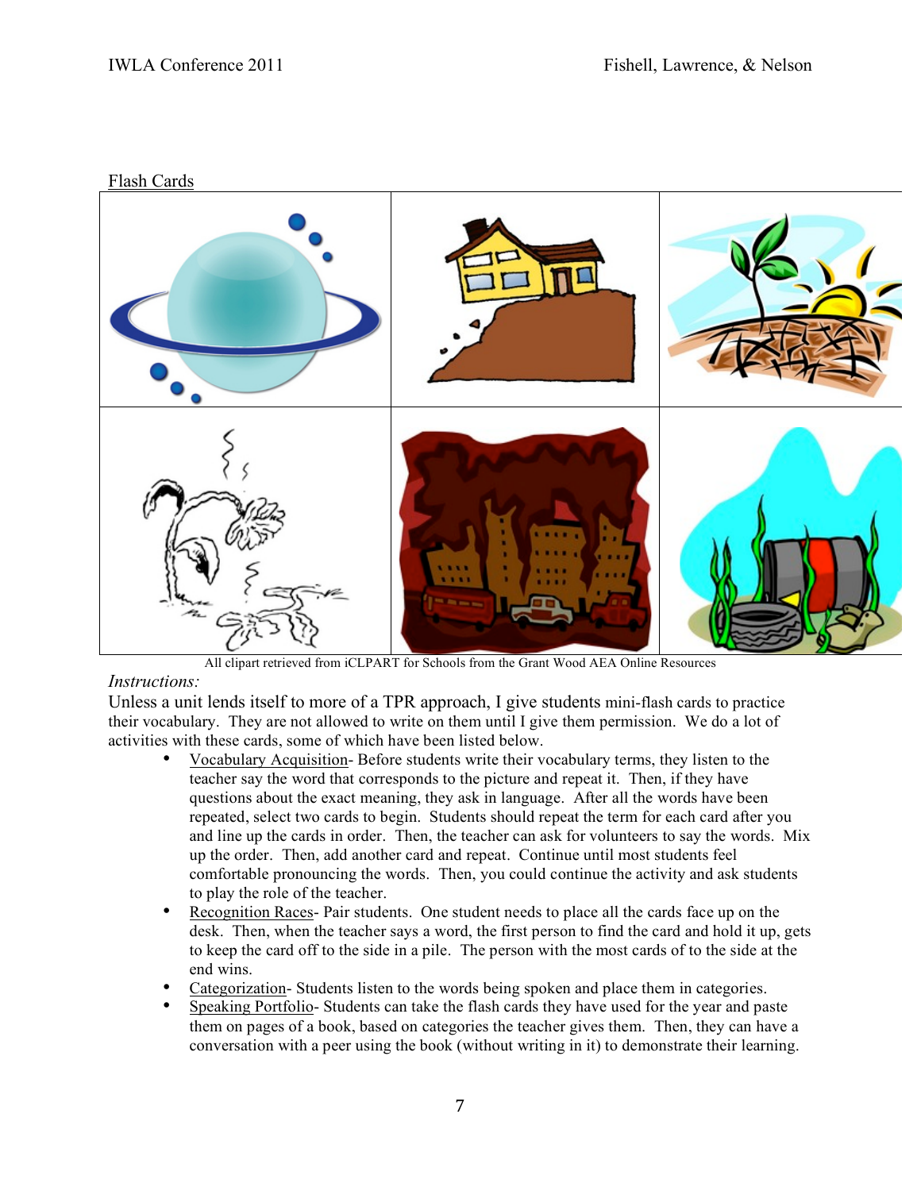Flash Cards

All clipart retrieved from iCLPART for Schools from the Grant Wood AEA Online Resources

*Instructions:*

Unless a unit lends itself to more of a TPR approach, I give students mini-flash cards to practice their vocabulary. They are not allowed to write on them until I give them permission. We do a lot of activities with these cards, some of which have been listed below.

- Vocabulary Acquisition- Before students write their vocabulary terms, they listen to the teacher say the word that corresponds to the picture and repeat it. Then, if they have questions about the exact meaning, they ask in language. After all the words have been repeated, select two cards to begin. Students should repeat the term for each card after you and line up the cards in order. Then, the teacher can ask for volunteers to say the words. Mix up the order. Then, add another card and repeat. Continue until most students feel comfortable pronouncing the words. Then, you could continue the activity and ask students to play the role of the teacher.
- Recognition Races- Pair students. One student needs to place all the cards face up on the desk. Then, when the teacher says a word, the first person to find the card and hold it up, gets to keep the card off to the side in a pile. The person with the most cards of to the side at the end wins.
- Categorization- Students listen to the words being spoken and place them in categories.
- Speaking Portfolio- Students can take the flash cards they have used for the year and paste them on pages of a book, based on categories the teacher gives them. Then, they can have a conversation with a peer using the book (without writing in it) to demonstrate their learning.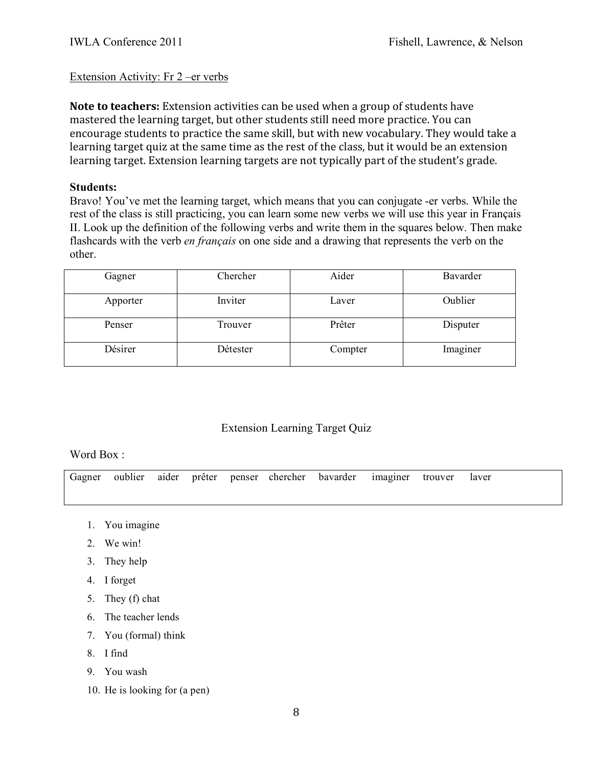Extension Activity: Fr 2 –er verbs

**Note to teachers:** Extension activities can be used when a group of students have mastered the learning target, but other students still need more practice. You can encourage students to practice the same skill, but with new vocabulary. They would take a learning target quiz at the same time as the rest of the class, but it would be an extension learning target. Extension learning targets are not typically part of the student's grade.

**Students:**
Bravo! You've met the learning target, which means that you can conjugate -er verbs. While the rest of the class is still practicing, you can learn some new verbs we will use this year in Français II. Look up the definition of the following verbs and write them in the squares below. Then make flashcards with the verb *en français* on one side and a drawing that represents the verb on the other.

| Gagner | Chercher | Aider | Bavarder |
|---|---|---|---|
| Apporter | Inviter | Laver | Oublier |
| Penser | Trouver | Prêter | Disputer |
| Désirer | Détester | Compter | Imaginer |

## Extension Learning Target Quiz

Word Box :

| Gagner oublier aider prêter penser chercher bavarder imaginer trouver laver |
|---|

1. You imagine
2. We win!
3. They help
4. I forget
5. They (f) chat
6. The teacher lends
7. You (formal) think
8. I find
9. You wash
10. He is looking for (a pen)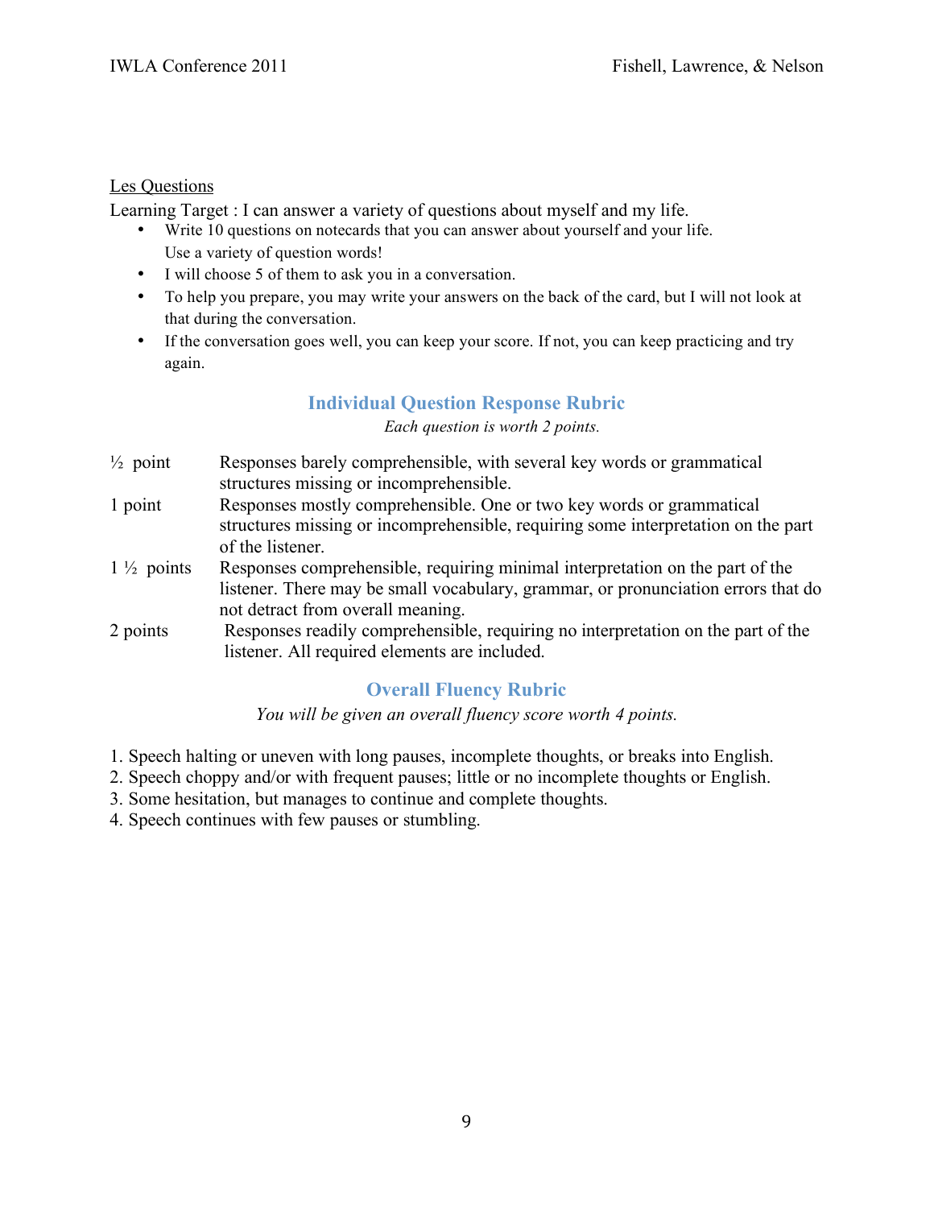Les Questions

Learning Target : I can answer a variety of questions about myself and my life.

- Write 10 questions on notecards that you can answer about yourself and your life. Use a variety of question words!
- I will choose 5 of them to ask you in a conversation.
- To help you prepare, you may write your answers on the back of the card, but I will not look at that during the conversation.
- If the conversation goes well, you can keep your score. If not, you can keep practicing and try again.

## Individual Question Response Rubric

*Each question is worth 2 points.*

| | |
|---|---|
| ½ point | Responses barely comprehensible, with several key words or grammatical structures missing or incomprehensible. |
| 1 point | Responses mostly comprehensible. One or two key words or grammatical structures missing or incomprehensible, requiring some interpretation on the part of the listener. |
| 1 ½ points | Responses comprehensible, requiring minimal interpretation on the part of the listener. There may be small vocabulary, grammar, or pronunciation errors that do not detract from overall meaning. |
| 2 points | Responses readily comprehensible, requiring no interpretation on the part of the listener. All required elements are included. |

## Overall Fluency Rubric

*You will be given an overall fluency score worth 4 points.*

1. Speech halting or uneven with long pauses, incomplete thoughts, or breaks into English.
2. Speech choppy and/or with frequent pauses; little or no incomplete thoughts or English.
3. Some hesitation, but manages to continue and complete thoughts.
4. Speech continues with few pauses or stumbling.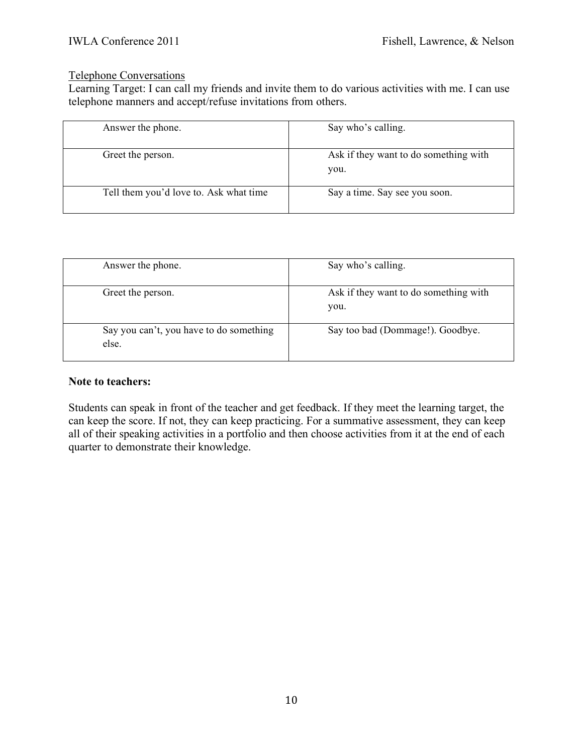Telephone Conversations

Learning Target: I can call my friends and invite them to do various activities with me. I can use telephone manners and accept/refuse invitations from others.

| | |
|---|---|
| Answer the phone. | Say who's calling. |
| Greet the person. | Ask if they want to do something with you. |
| Tell them you'd love to. Ask what time | Say a time. Say see you soon. |

| | |
|---|---|
| Answer the phone. | Say who's calling. |
| Greet the person. | Ask if they want to do something with you. |
| Say you can't, you have to do something else. | Say too bad (Dommage!). Goodbye. |

**Note to teachers:**

Students can speak in front of the teacher and get feedback. If they meet the learning target, the can keep the score. If not, they can keep practicing. For a summative assessment, they can keep all of their speaking activities in a portfolio and then choose activities from it at the end of each quarter to demonstrate their knowledge.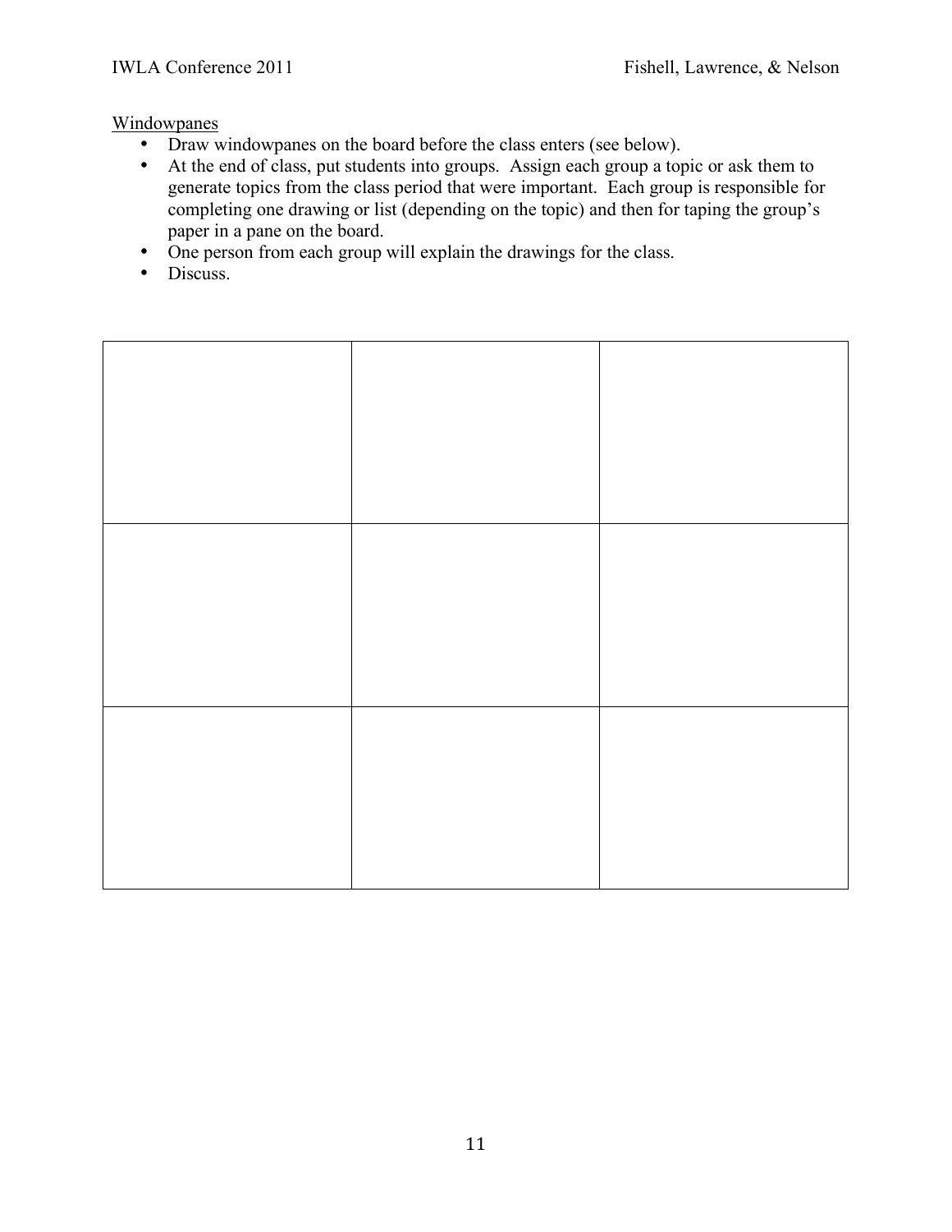Windowpanes

- Draw windowpanes on the board before the class enters (see below).
- At the end of class, put students into groups. Assign each group a topic or ask them to generate topics from the class period that were important. Each group is responsible for completing one drawing or list (depending on the topic) and then for taping the group's paper in a pane on the board.
- One person from each group will explain the drawings for the class.
- Discuss.

| | | |
|---|---|---|
| | | |
| | | |